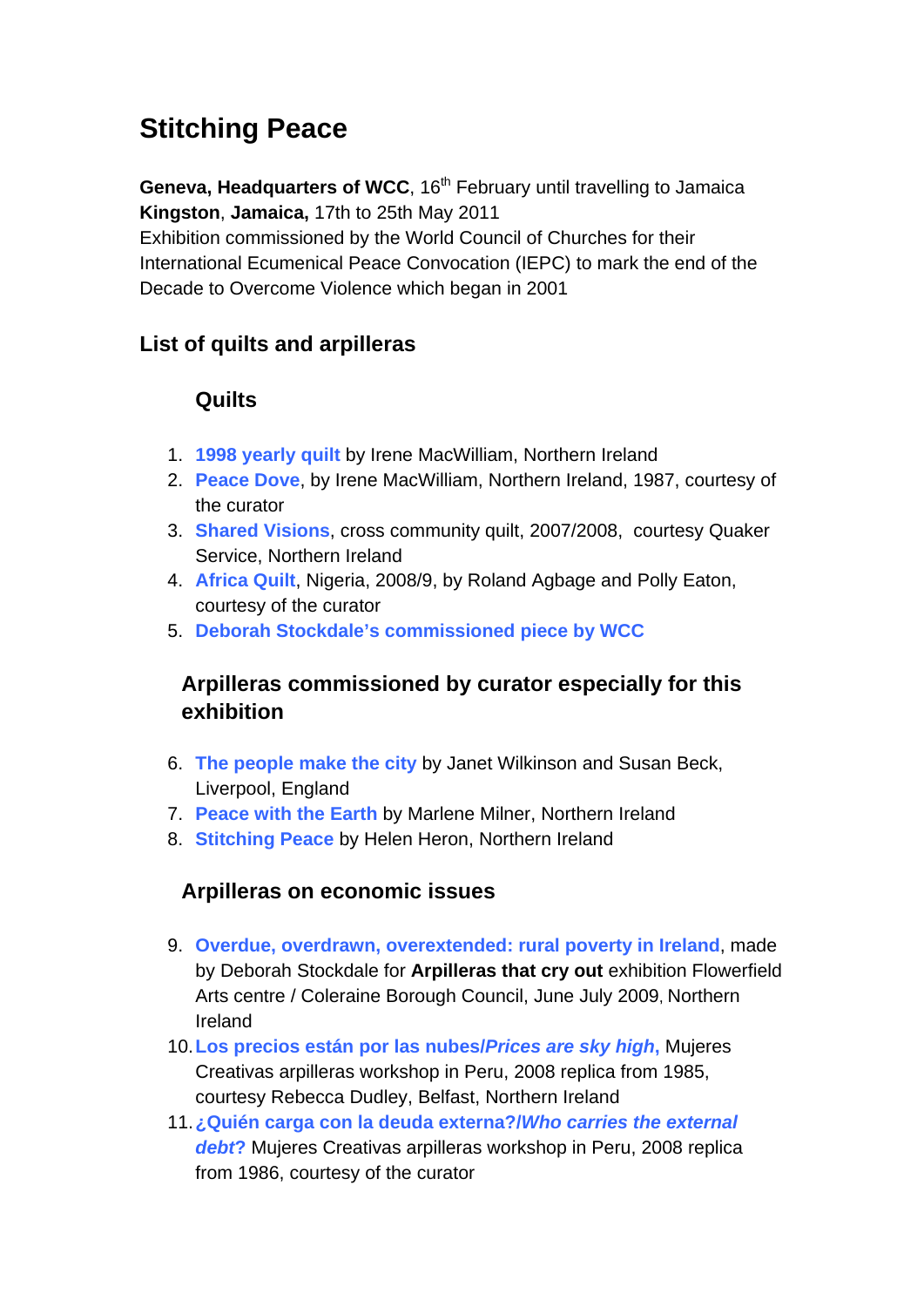# Stitching Peace

**Geneva, Headquarters of WCC**, 16th February until travelling to Jamaica
**Kingston**, **Jamaica,** 17th to 25th May 2011
Exhibition commissioned by the World Council of Churches for their International Ecumenical Peace Convocation (IEPC) to mark the end of the Decade to Overcome Violence which began in 2001

## List of quilts and arpilleras

### Quilts

1. **1998 yearly quilt** by Irene MacWilliam, Northern Ireland
2. **Peace Dove**, by Irene MacWilliam, Northern Ireland, 1987, courtesy of the curator
3. **Shared Visions**, cross community quilt, 2007/2008, courtesy Quaker Service, Northern Ireland
4. **Africa Quilt**, Nigeria, 2008/9, by Roland Agbage and Polly Eaton, courtesy of the curator
5. **Deborah Stockdale's commissioned piece by WCC**

### Arpilleras commissioned by curator especially for this exhibition

6. **The people make the city** by Janet Wilkinson and Susan Beck, Liverpool, England
7. **Peace with the Earth** by Marlene Milner, Northern Ireland
8. **Stitching Peace** by Helen Heron, Northern Ireland

### Arpilleras on economic issues

9. **Overdue, overdrawn, overextended: rural poverty in Ireland**, made by Deborah Stockdale for **Arpilleras that cry out** exhibition Flowerfield Arts centre / Coleraine Borough Council, June July 2009, Northern Ireland
10. **Los precios están por las nubes/*Prices are sky high***, Mujeres Creativas arpilleras workshop in Peru, 2008 replica from 1985, courtesy Rebecca Dudley, Belfast, Northern Ireland
11. **¿Quién carga con la deuda externa?/*Who carries the external debt*?** Mujeres Creativas arpilleras workshop in Peru, 2008 replica from 1986, courtesy of the curator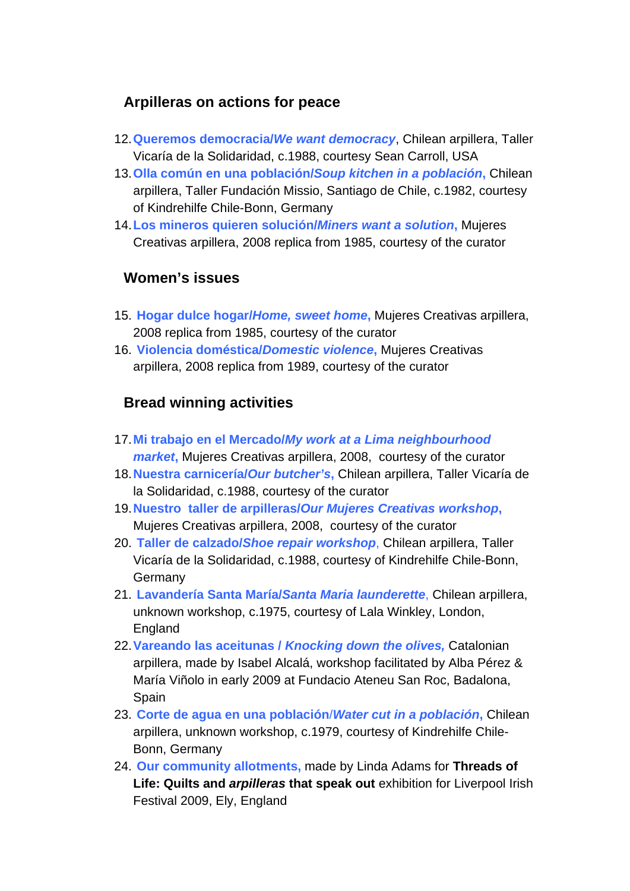## Arpilleras on actions for peace

12. **Queremos democracia/*We want democracy***, Chilean arpillera, Taller Vicaría de la Solidaridad, c.1988, courtesy Sean Carroll, USA
13. **Olla común en una población/*Soup kitchen in a población*,** Chilean arpillera, Taller Fundación Missio, Santiago de Chile, c.1982, courtesy of Kindrehilfe Chile-Bonn, Germany
14. **Los mineros quieren solución/*Miners want a solution*,** Mujeres Creativas arpillera, 2008 replica from 1985, courtesy of the curator

## Women's issues

15. **Hogar dulce hogar/*Home, sweet home*,** Mujeres Creativas arpillera, 2008 replica from 1985, courtesy of the curator
16. **Violencia doméstica/*Domestic violence*,** Mujeres Creativas arpillera, 2008 replica from 1989, courtesy of the curator

## Bread winning activities

17. **Mi trabajo en el Mercado/*My work at a Lima neighbourhood market*,** Mujeres Creativas arpillera, 2008, courtesy of the curator
18. **Nuestra carnicería/*Our butcher's*,** Chilean arpillera, Taller Vicaría de la Solidaridad, c.1988, courtesy of the curator
19. **Nuestro taller de arpilleras/*Our Mujeres Creativas workshop*,** Mujeres Creativas arpillera, 2008, courtesy of the curator
20. **Taller de calzado/*Shoe repair workshop***, Chilean arpillera, Taller Vicaría de la Solidaridad, c.1988, courtesy of Kindrehilfe Chile-Bonn, Germany
21. **Lavandería Santa María/*Santa Maria launderette***, Chilean arpillera, unknown workshop, c.1975, courtesy of Lala Winkley, London, England
22. **Vareando las aceitunas / *Knocking down the olives*,** Catalonian arpillera, made by Isabel Alcalá, workshop facilitated by Alba Pérez & María Viñolo in early 2009 at Fundacio Ateneu San Roc, Badalona, Spain
23. **Corte de agua en una población/*Water cut in a población***, Chilean arpillera, unknown workshop, c.1979, courtesy of Kindrehilfe Chile-Bonn, Germany
24. **Our community allotments,** made by Linda Adams for **Threads of Life: Quilts and *arpilleras* that speak out** exhibition for Liverpool Irish Festival 2009, Ely, England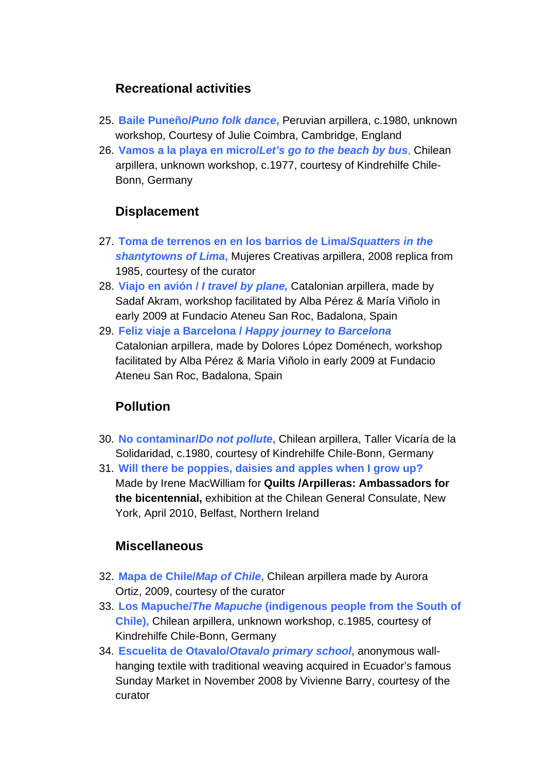## Recreational activities

25. **Baile Puneño/*Puno folk dance*,** Peruvian arpillera, c.1980, unknown workshop, Courtesy of Julie Coimbra, Cambridge, England
26. **Vamos a la playa en micro/*Let's go to the beach by bus***, Chilean arpillera, unknown workshop, c.1977, courtesy of Kindrehilfe Chile-Bonn, Germany

## Displacement

27. **Toma de terrenos en en los barrios de Lima/*Squatters in the shantytowns of Lima*,** Mujeres Creativas arpillera, 2008 replica from 1985, courtesy of the curator
28. **Viajo en avión / *I travel by plane*,** Catalonian arpillera, made by Sadaf Akram, workshop facilitated by Alba Pérez & María Viñolo in early 2009 at Fundacio Ateneu San Roc, Badalona, Spain
29. **Feliz viaje a Barcelona / *Happy journey to Barcelona*** Catalonian arpillera, made by Dolores López Doménech, workshop facilitated by Alba Pérez & María Viñolo in early 2009 at Fundacio Ateneu San Roc, Badalona, Spain

## Pollution

30. **No contaminar/*Do not pollute*,** Chilean arpillera, Taller Vicaría de la Solidaridad, c.1980, courtesy of Kindrehilfe Chile-Bonn, Germany
31. **Will there be poppies, daisies and apples when I grow up?** Made by Irene MacWilliam for **Quilts /Arpilleras: Ambassadors for the bicentennial,** exhibition at the Chilean General Consulate, New York, April 2010, Belfast, Northern Ireland

## Miscellaneous

32. **Mapa de Chile/*Map of Chile*,** Chilean arpillera made by Aurora Ortiz, 2009, courtesy of the curator
33. **Los Mapuche/*The Mapuche* (indigenous people from the South of Chile),** Chilean arpillera, unknown workshop, c.1985, courtesy of Kindrehilfe Chile-Bonn, Germany
34. **Escuelita de Otavalo/*Otavalo primary school*,** anonymous wall-hanging textile with traditional weaving acquired in Ecuador's famous Sunday Market in November 2008 by Vivienne Barry, courtesy of the curator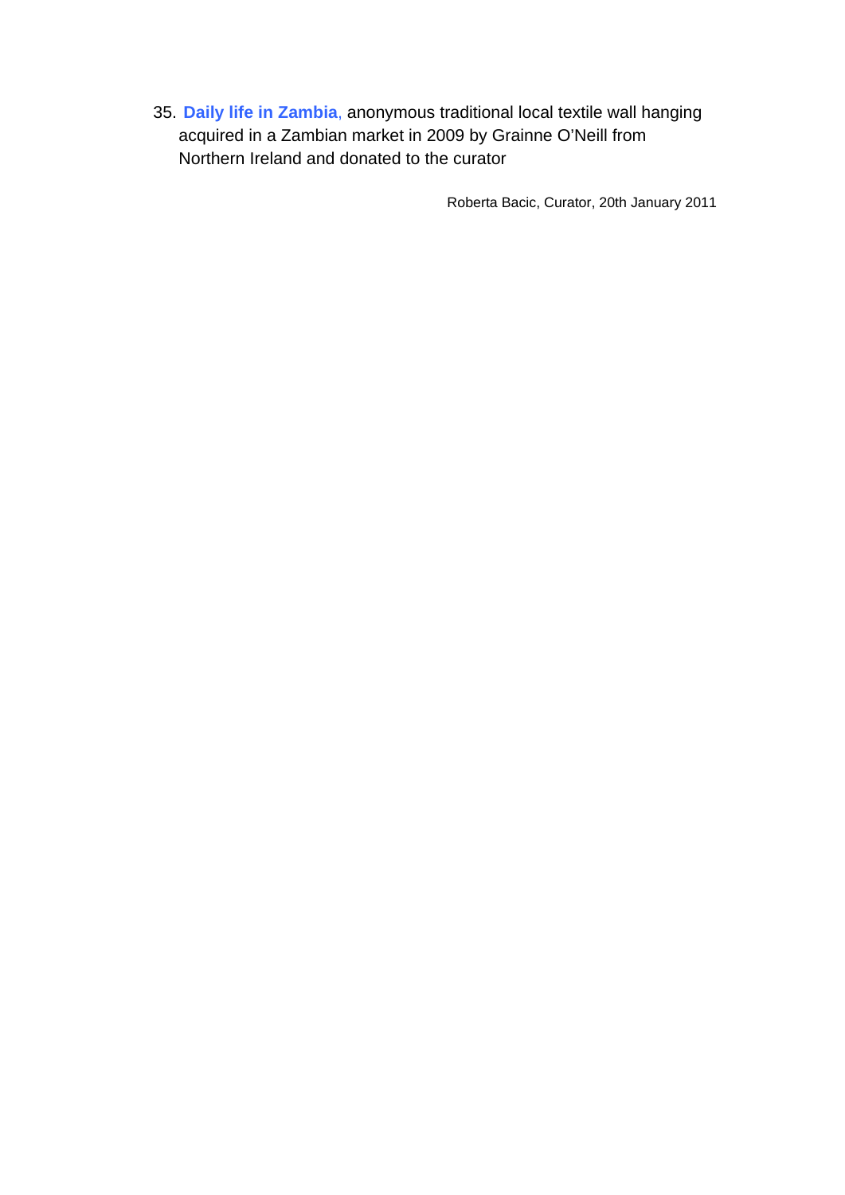35. **Daily life in Zambia**, anonymous traditional local textile wall hanging acquired in a Zambian market in 2009 by Grainne O'Neill from Northern Ireland and donated to the curator

Roberta Bacic, Curator, 20th January 2011